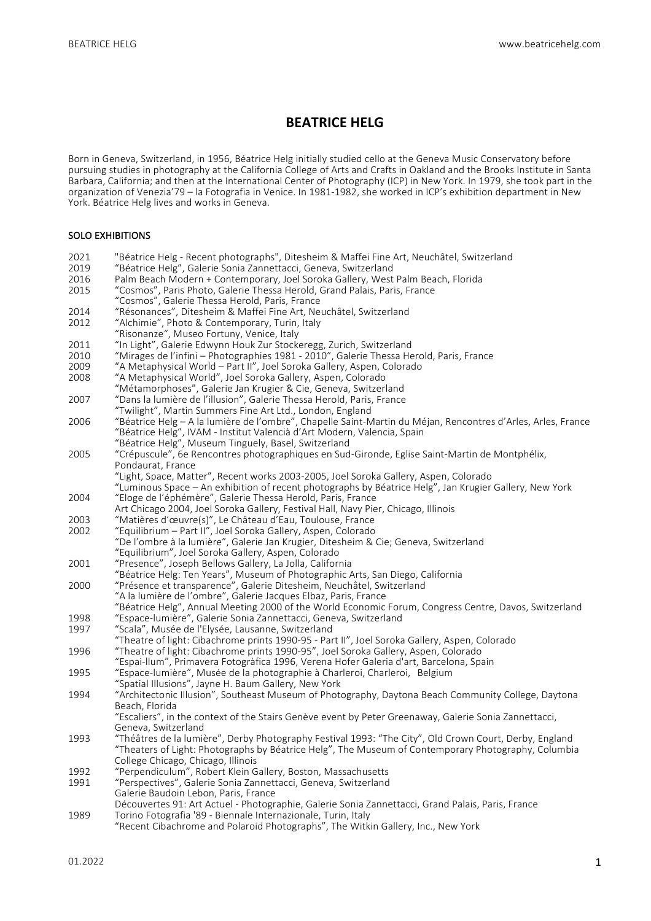# BEATRICE HELG

Born in Geneva, Switzerland, in 1956, Béatrice Helg initially studied cello at the Geneva Music Conservatory before pursuing studies in photography at the California College of Arts and Crafts in Oakland and the Brooks Institute in Santa Barbara, California; and then at the International Center of Photography (ICP) in New York. In 1979, she took part in the organization of Venezia'79 – la Fotografia in Venice. In 1981-1982, she worked in ICP's exhibition department in New York. Béatrice Helg lives and works in Geneva.

## SOLO EXHIBITIONS

2021 "Béatrice Helg - Recent photographs", Ditesheim & Maffei Fine Art, Neuchâtel, Switzerland
2019 "Béatrice Helg", Galerie Sonia Zannettacci, Geneva, Switzerland
2016 Palm Beach Modern + Contemporary, Joel Soroka Gallery, West Palm Beach, Florida
2015 "Cosmos", Paris Photo, Galerie Thessa Herold, Grand Palais, Paris, France
"Cosmos", Galerie Thessa Herold, Paris, France
2014 "Résonances", Ditesheim & Maffei Fine Art, Neuchâtel, Switzerland
2012 "Alchimie", Photo & Contemporary, Turin, Italy
"Risonanze", Museo Fortuny, Venice, Italy
2011 "In Light", Galerie Edwynn Houk Zur Stockeregg, Zurich, Switzerland
2010 "Mirages de l'infini – Photographies 1981 - 2010", Galerie Thessa Herold, Paris, France
2009 "A Metaphysical World – Part II", Joel Soroka Gallery, Aspen, Colorado
2008 "A Metaphysical World", Joel Soroka Gallery, Aspen, Colorado
"Métamorphoses", Galerie Jan Krugier & Cie, Geneva, Switzerland
2007 "Dans la lumière de l'illusion", Galerie Thessa Herold, Paris, France
"Twilight", Martin Summers Fine Art Ltd., London, England
2006 "Béatrice Helg – A la lumière de l'ombre", Chapelle Saint-Martin du Méjan, Rencontres d'Arles, Arles, France
"Béatrice Helg", IVAM - Institut Valencià d'Art Modern, Valencia, Spain
"Béatrice Helg", Museum Tinguely, Basel, Switzerland
2005 "Crépuscule", 6e Rencontres photographiques en Sud-Gironde, Eglise Saint-Martin de Montphélix, Pondaurat, France
"Light, Space, Matter", Recent works 2003-2005, Joel Soroka Gallery, Aspen, Colorado
"Luminous Space – An exhibition of recent photographs by Béatrice Helg", Jan Krugier Gallery, New York
2004 "Eloge de l'éphémère", Galerie Thessa Herold, Paris, France
Art Chicago 2004, Joel Soroka Gallery, Festival Hall, Navy Pier, Chicago, Illinois
2003 "Matières d'œuvre(s)", Le Château d'Eau, Toulouse, France
2002 "Equilibrium – Part II", Joel Soroka Gallery, Aspen, Colorado
"De l'ombre à la lumière", Galerie Jan Krugier, Ditesheim & Cie; Geneva, Switzerland
"Equilibrium", Joel Soroka Gallery, Aspen, Colorado
2001 "Presence", Joseph Bellows Gallery, La Jolla, California
"Béatrice Helg: Ten Years", Museum of Photographic Arts, San Diego, California
2000 "Présence et transparence", Galerie Ditesheim, Neuchâtel, Switzerland
"A la lumière de l'ombre", Galerie Jacques Elbaz, Paris, France
"Béatrice Helg", Annual Meeting 2000 of the World Economic Forum, Congress Centre, Davos, Switzerland
1998 "Espace-lumière", Galerie Sonia Zannettacci, Geneva, Switzerland
1997 "Scala", Musée de l'Elysée, Lausanne, Switzerland
"Theatre of light: Cibachrome prints 1990-95 - Part II", Joel Soroka Gallery, Aspen, Colorado
1996 "Theatre of light: Cibachrome prints 1990-95", Joel Soroka Gallery, Aspen, Colorado
"Espai-llum", Primavera Fotogràfica 1996, Verena Hofer Galeria d'art, Barcelona, Spain
1995 "Espace-lumière", Musée de la photographie à Charleroi, Charleroi, Belgium
"Spatial Illusions", Jayne H. Baum Gallery, New York
1994 "Architectonic Illusion", Southeast Museum of Photography, Daytona Beach Community College, Daytona Beach, Florida
"Escaliers", in the context of the Stairs Genève event by Peter Greenaway, Galerie Sonia Zannettacci, Geneva, Switzerland
1993 "Théâtres de la lumière", Derby Photography Festival 1993: "The City", Old Crown Court, Derby, England
"Theaters of Light: Photographs by Béatrice Helg", The Museum of Contemporary Photography, Columbia College Chicago, Chicago, Illinois
1992 "Perpendiculum", Robert Klein Gallery, Boston, Massachusetts
1991 "Perspectives", Galerie Sonia Zannettacci, Geneva, Switzerland
Galerie Baudoin Lebon, Paris, France
Découvertes 91: Art Actuel - Photographie, Galerie Sonia Zannettacci, Grand Palais, Paris, France
1989 Torino Fotografia '89 - Biennale Internazionale, Turin, Italy
"Recent Cibachrome and Polaroid Photographs", The Witkin Gallery, Inc., New York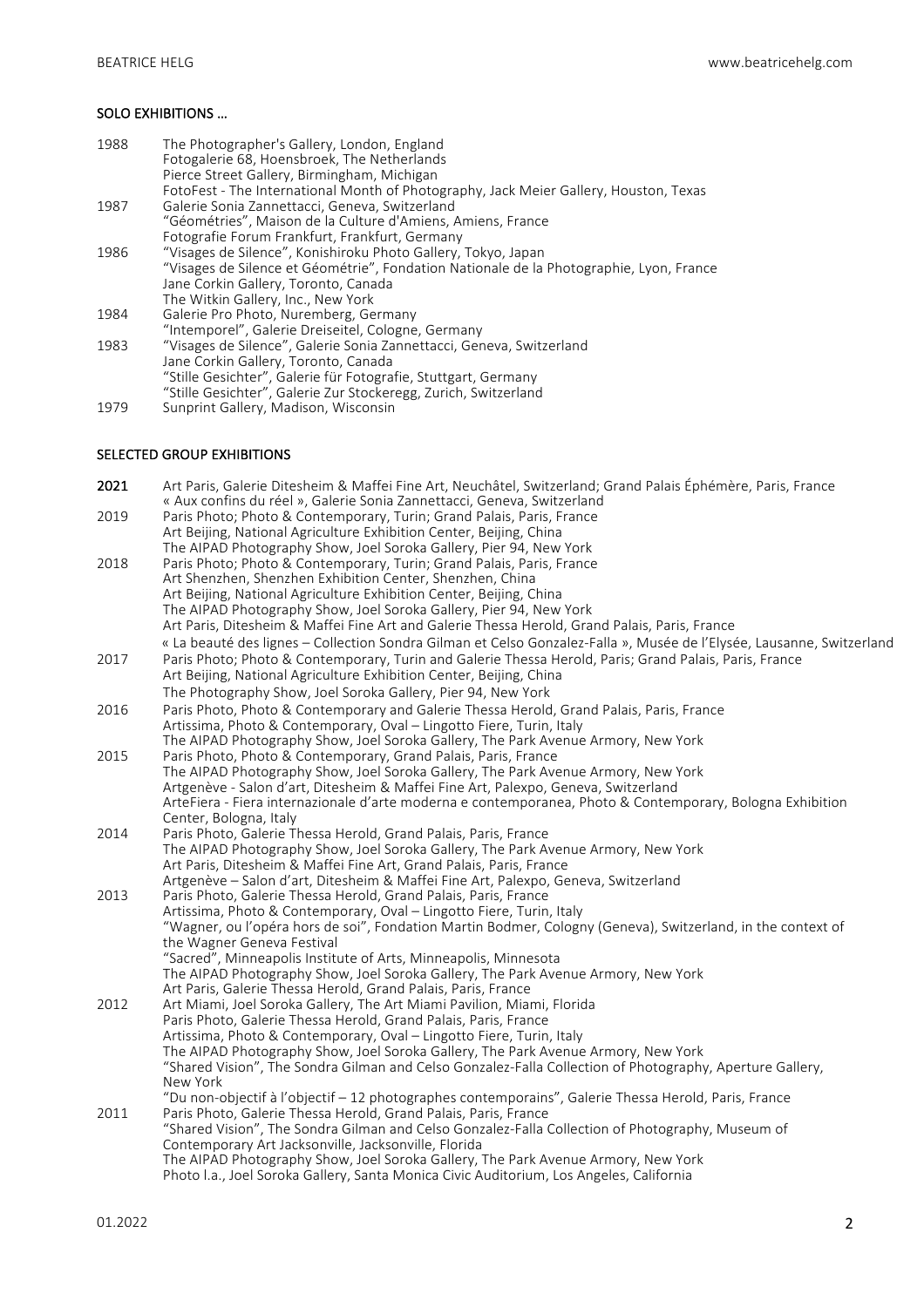## SOLO EXHIBITIONS …

| | |
|---|---|
| 1988 | The Photographer's Gallery, London, England<br>Fotogalerie 68, Hoensbroek, The Netherlands<br>Pierce Street Gallery, Birmingham, Michigan<br>FotoFest - The International Month of Photography, Jack Meier Gallery, Houston, Texas |
| 1987 | Galerie Sonia Zannettacci, Geneva, Switzerland<br>"Géométries", Maison de la Culture d'Amiens, Amiens, France<br>Fotografie Forum Frankfurt, Frankfurt, Germany |
| 1986 | "Visages de Silence", Konishiroku Photo Gallery, Tokyo, Japan<br>"Visages de Silence et Géométrie", Fondation Nationale de la Photographie, Lyon, France<br>Jane Corkin Gallery, Toronto, Canada<br>The Witkin Gallery, Inc., New York |
| 1984 | Galerie Pro Photo, Nuremberg, Germany<br>"Intemporel", Galerie Dreiseitel, Cologne, Germany |
| 1983 | "Visages de Silence", Galerie Sonia Zannettacci, Geneva, Switzerland<br>Jane Corkin Gallery, Toronto, Canada<br>"Stille Gesichter", Galerie für Fotografie, Stuttgart, Germany<br>"Stille Gesichter", Galerie Zur Stockeregg, Zurich, Switzerland |
| 1979 | Sunprint Gallery, Madison, Wisconsin |

## SELECTED GROUP EXHIBITIONS

| | |
|---|---|
| **2021** | Art Paris, Galerie Ditesheim & Maffei Fine Art, Neuchâtel, Switzerland; Grand Palais Éphémère, Paris, France<br>« Aux confins du réel », Galerie Sonia Zannettacci, Geneva, Switzerland |
| 2019 | Paris Photo; Photo & Contemporary, Turin; Grand Palais, Paris, France<br>Art Beijing, National Agriculture Exhibition Center, Beijing, China<br>The AIPAD Photography Show, Joel Soroka Gallery, Pier 94, New York |
| 2018 | Paris Photo; Photo & Contemporary, Turin; Grand Palais, Paris, France<br>Art Shenzhen, Shenzhen Exhibition Center, Shenzhen, China<br>Art Beijing, National Agriculture Exhibition Center, Beijing, China<br>The AIPAD Photography Show, Joel Soroka Gallery, Pier 94, New York<br>Art Paris, Ditesheim & Maffei Fine Art and Galerie Thessa Herold, Grand Palais, Paris, France<br>« La beauté des lignes – Collection Sondra Gilman et Celso Gonzalez-Falla », Musée de l'Elysée, Lausanne, Switzerland |
| 2017 | Paris Photo; Photo & Contemporary, Turin and Galerie Thessa Herold, Paris; Grand Palais, Paris, France<br>Art Beijing, National Agriculture Exhibition Center, Beijing, China<br>The Photography Show, Joel Soroka Gallery, Pier 94, New York |
| 2016 | Paris Photo, Photo & Contemporary and Galerie Thessa Herold, Grand Palais, Paris, France<br>Artissima, Photo & Contemporary, Oval – Lingotto Fiere, Turin, Italy<br>The AIPAD Photography Show, Joel Soroka Gallery, The Park Avenue Armory, New York |
| 2015 | Paris Photo, Photo & Contemporary, Grand Palais, Paris, France<br>The AIPAD Photography Show, Joel Soroka Gallery, The Park Avenue Armory, New York<br>Artgenève - Salon d'art, Ditesheim & Maffei Fine Art, Palexpo, Geneva, Switzerland<br>ArteFiera - Fiera internazionale d'arte moderna e contemporanea, Photo & Contemporary, Bologna Exhibition Center, Bologna, Italy |
| 2014 | Paris Photo, Galerie Thessa Herold, Grand Palais, Paris, France<br>The AIPAD Photography Show, Joel Soroka Gallery, The Park Avenue Armory, New York<br>Art Paris, Ditesheim & Maffei Fine Art, Grand Palais, Paris, France<br>Artgenève – Salon d'art, Ditesheim & Maffei Fine Art, Palexpo, Geneva, Switzerland |
| 2013 | Paris Photo, Galerie Thessa Herold, Grand Palais, Paris, France<br>Artissima, Photo & Contemporary, Oval – Lingotto Fiere, Turin, Italy<br>"Wagner, ou l'opéra hors de soi", Fondation Martin Bodmer, Cologny (Geneva), Switzerland, in the context of the Wagner Geneva Festival<br>"Sacred", Minneapolis Institute of Arts, Minneapolis, Minnesota<br>The AIPAD Photography Show, Joel Soroka Gallery, The Park Avenue Armory, New York<br>Art Paris, Galerie Thessa Herold, Grand Palais, Paris, France |
| 2012 | Art Miami, Joel Soroka Gallery, The Art Miami Pavilion, Miami, Florida<br>Paris Photo, Galerie Thessa Herold, Grand Palais, Paris, France<br>Artissima, Photo & Contemporary, Oval – Lingotto Fiere, Turin, Italy<br>The AIPAD Photography Show, Joel Soroka Gallery, The Park Avenue Armory, New York<br>"Shared Vision", The Sondra Gilman and Celso Gonzalez-Falla Collection of Photography, Aperture Gallery, New York<br>"Du non-objectif à l'objectif – 12 photographes contemporains", Galerie Thessa Herold, Paris, France |
| 2011 | Paris Photo, Galerie Thessa Herold, Grand Palais, Paris, France<br>"Shared Vision", The Sondra Gilman and Celso Gonzalez-Falla Collection of Photography, Museum of Contemporary Art Jacksonville, Jacksonville, Florida<br>The AIPAD Photography Show, Joel Soroka Gallery, The Park Avenue Armory, New York<br>Photo l.a., Joel Soroka Gallery, Santa Monica Civic Auditorium, Los Angeles, California |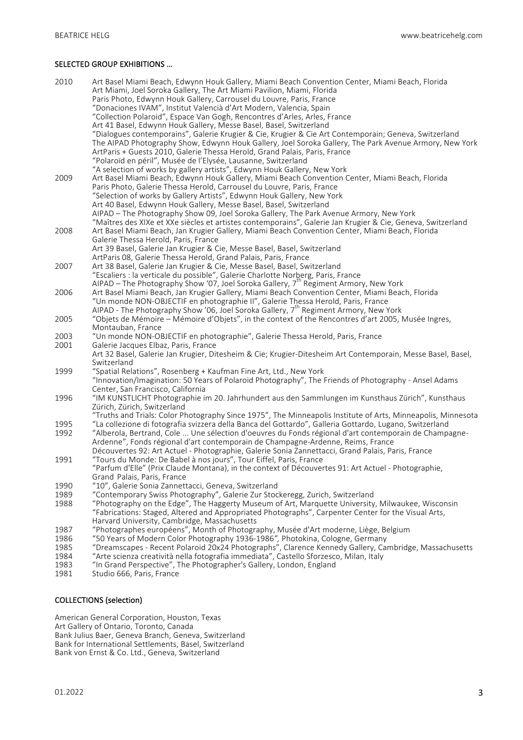## SELECTED GROUP EXHIBITIONS …

2010 Art Basel Miami Beach, Edwynn Houk Gallery, Miami Beach Convention Center, Miami Beach, Florida
Art Miami, Joel Soroka Gallery, The Art Miami Pavilion, Miami, Florida
Paris Photo, Edwynn Houk Gallery, Carrousel du Louvre, Paris, France
"Donaciones IVAM", Institut Valencià d'Art Modern, Valencia, Spain
"Collection Polaroid", Espace Van Gogh, Rencontres d'Arles, Arles, France
Art 41 Basel, Edwynn Houk Gallery, Messe Basel, Basel, Switzerland
"Dialogues contemporains", Galerie Krugier & Cie, Krugier & Cie Art Contemporain; Geneva, Switzerland
The AIPAD Photography Show, Edwynn Houk Gallery, Joel Soroka Gallery, The Park Avenue Armory, New York
ArtParis + Guests 2010, Galerie Thessa Herold, Grand Palais, Paris, France
"Polaroïd en péril", Musée de l'Elysée, Lausanne, Switzerland
"A selection of works by gallery artists", Edwynn Houk Gallery, New York

2009 Art Basel Miami Beach, Edwynn Houk Gallery, Miami Beach Convention Center, Miami Beach, Florida
Paris Photo, Galerie Thessa Herold, Carrousel du Louvre, Paris, France
"Selection of works by Gallery Artists", Edwynn Houk Gallery, New York
Art 40 Basel, Edwynn Houk Gallery, Messe Basel, Basel, Switzerland
AIPAD – The Photography Show 09, Joel Soroka Gallery, The Park Avenue Armory, New York
"Maîtres des XIXe et XXe siècles et artistes contemporains", Galerie Jan Krugier & Cie, Geneva, Switzerland

2008 Art Basel Miami Beach, Jan Krugier Gallery, Miami Beach Convention Center, Miami Beach, Florida
Galerie Thessa Herold, Paris, France
Art 39 Basel, Galerie Jan Krugier & Cie, Messe Basel, Basel, Switzerland
ArtParis 08, Galerie Thessa Herold, Grand Palais, Paris, France

2007 Art 38 Basel, Galerie Jan Krugier & Cie, Messe Basel, Basel, Switzerland
"Escaliers : la verticale du possible", Galerie Charlotte Norberg, Paris, France
AIPAD – The Photography Show '07, Joel Soroka Gallery, 7th Regiment Armory, New York

2006 Art Basel Miami Beach, Jan Krugier Gallery, Miami Beach Convention Center, Miami Beach, Florida
"Un monde NON-OBJECTIF en photographie II", Galerie Thessa Herold, Paris, France
AIPAD - The Photography Show '06, Joel Soroka Gallery, 7th Regiment Armory, New York

2005 "Objets de Mémoire – Mémoire d'Objets", in the context of the Rencontres d'art 2005, Musée Ingres, Montauban, France

2003 "Un monde NON-OBJECTIF en photographie", Galerie Thessa Herold, Paris, France

2001 Galerie Jacques Elbaz, Paris, France
Art 32 Basel, Galerie Jan Krugier, Ditesheim & Cie; Krugier-Ditesheim Art Contemporain, Messe Basel, Basel, Switzerland

1999 "Spatial Relations", Rosenberg + Kaufman Fine Art, Ltd., New York
"Innovation/Imagination: 50 Years of Polaroid Photography", The Friends of Photography - Ansel Adams Center, San Francisco, California

1996 "IM KUNSTLICHT Photographie im 20. Jahrhundert aus den Sammlungen im Kunsthaus Zürich", Kunsthaus Zürich, Zürich, Switzerland
"Truths and Trials: Color Photography Since 1975", The Minneapolis Institute of Arts, Minneapolis, Minnesota

1995 "La collezione di fotografia svizzera della Banca del Gottardo", Galleria Gottardo, Lugano, Switzerland

1992 "Alberola, Bertrand, Cole ... Une sélection d'oeuvres du Fonds régional d'art contemporain de Champagne-Ardenne", Fonds régional d'art contemporain de Champagne-Ardenne, Reims, France
Découvertes 92: Art Actuel - Photographie, Galerie Sonia Zannettacci, Grand Palais, Paris, France

1991 "Tours du Monde: De Babel à nos jours", Tour Eiffel, Paris, France
"Parfum d'Elle" (Prix Claude Montana), in the context of Découvertes 91: Art Actuel - Photographie, Grand Palais, Paris, France

1990 "10", Galerie Sonia Zannettacci, Geneva, Switzerland

1989 "Contemporary Swiss Photography", Galerie Zur Stockeregg, Zurich, Switzerland

1988 "Photography on the Edge", The Haggerty Museum of Art, Marquette University, Milwaukee, Wisconsin
"Fabrications: Staged, Altered and Appropriated Photographs", Carpenter Center for the Visual Arts, Harvard University, Cambridge, Massachusetts

1987 "Photographes européens", Month of Photography, Musée d'Art moderne, Liège, Belgium

1986 "50 Years of Modern Color Photography 1936-1986", Photokina, Cologne, Germany

1985 "Dreamscapes - Recent Polaroid 20x24 Photographs", Clarence Kennedy Gallery, Cambridge, Massachusetts

1984 "Arte scienza creatività nella fotografia immediata", Castello Sforzesco, Milan, Italy

1983 "In Grand Perspective", The Photographer's Gallery, London, England

1981 Studio 666, Paris, France

## COLLECTIONS (selection)

American General Corporation, Houston, Texas
Art Gallery of Ontario, Toronto, Canada
Bank Julius Baer, Geneva Branch, Geneva, Switzerland
Bank for International Settlements, Basel, Switzerland
Bank von Ernst & Co. Ltd., Geneva, Switzerland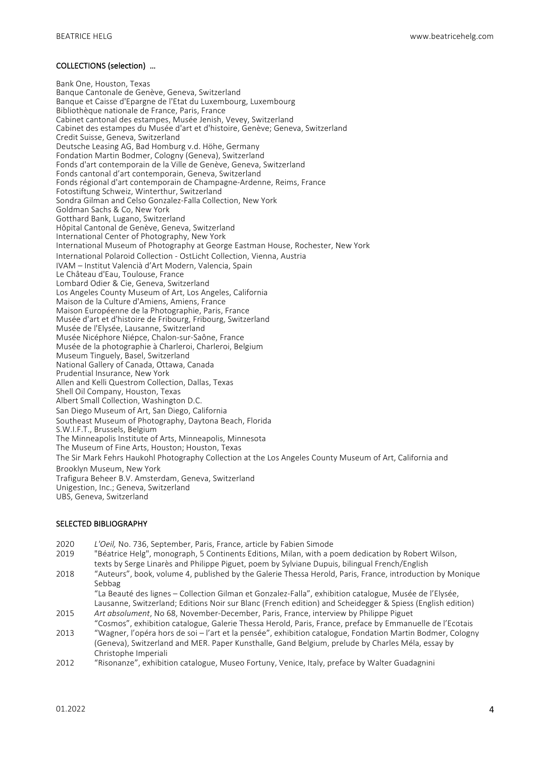## COLLECTIONS (selection) …

Bank One, Houston, Texas
Banque Cantonale de Genève, Geneva, Switzerland
Banque et Caisse d'Epargne de l'Etat du Luxembourg, Luxembourg
Bibliothèque nationale de France, Paris, France
Cabinet cantonal des estampes, Musée Jenish, Vevey, Switzerland
Cabinet des estampes du Musée d'art et d'histoire, Genève; Geneva, Switzerland
Credit Suisse, Geneva, Switzerland
Deutsche Leasing AG, Bad Homburg v.d. Höhe, Germany
Fondation Martin Bodmer, Cologny (Geneva), Switzerland
Fonds d'art contemporain de la Ville de Genève, Geneva, Switzerland
Fonds cantonal d'art contemporain, Geneva, Switzerland
Fonds régional d'art contemporain de Champagne-Ardenne, Reims, France
Fotostiftung Schweiz, Winterthur, Switzerland
Sondra Gilman and Celso Gonzalez-Falla Collection, New York
Goldman Sachs & Co, New York
Gotthard Bank, Lugano, Switzerland
Hôpital Cantonal de Genève, Geneva, Switzerland
International Center of Photography, New York
International Museum of Photography at George Eastman House, Rochester, New York
International Polaroid Collection - OstLicht Collection, Vienna, Austria
IVAM – Institut Valencià d'Art Modern, Valencia, Spain
Le Château d'Eau, Toulouse, France
Lombard Odier & Cie, Geneva, Switzerland
Los Angeles County Museum of Art, Los Angeles, California
Maison de la Culture d'Amiens, Amiens, France
Maison Européenne de la Photographie, Paris, France
Musée d'art et d'histoire de Fribourg, Fribourg, Switzerland
Musée de l'Elysée, Lausanne, Switzerland
Musée Nicéphore Niépce, Chalon-sur-Saône, France
Musée de la photographie à Charleroi, Charleroi, Belgium
Museum Tinguely, Basel, Switzerland
National Gallery of Canada, Ottawa, Canada
Prudential Insurance, New York
Allen and Kelli Questrom Collection, Dallas, Texas
Shell Oil Company, Houston, Texas
Albert Small Collection, Washington D.C.
San Diego Museum of Art, San Diego, California
Southeast Museum of Photography, Daytona Beach, Florida
S.W.I.F.T., Brussels, Belgium
The Minneapolis Institute of Arts, Minneapolis, Minnesota
The Museum of Fine Arts, Houston; Houston, Texas
The Sir Mark Fehrs Haukohl Photography Collection at the Los Angeles County Museum of Art, California and Brooklyn Museum, New York
Trafigura Beheer B.V. Amsterdam, Geneva, Switzerland
Unigestion, Inc.; Geneva, Switzerland
UBS, Geneva, Switzerland

## SELECTED BIBLIOGRAPHY

2020 *L'Oeil,* No. 736, September, Paris, France, article by Fabien Simode

2019 "Béatrice Helg", monograph, 5 Continents Editions, Milan, with a poem dedication by Robert Wilson, texts by Serge Linarès and Philippe Piguet, poem by Sylviane Dupuis, bilingual French/English

2018 "Auteurs", book, volume 4, published by the Galerie Thessa Herold, Paris, France, introduction by Monique Sebbag
"La Beauté des lignes – Collection Gilman et Gonzalez-Falla", exhibition catalogue, Musée de l'Elysée, Lausanne, Switzerland; Editions Noir sur Blanc (French edition) and Scheidegger & Spiess (English edition)

2015 *Art absolument*, No 68, November-December, Paris, France, interview by Philippe Piguet
"Cosmos", exhibition catalogue, Galerie Thessa Herold, Paris, France, preface by Emmanuelle de l'Ecotais

2013 "Wagner, l'opéra hors de soi – l'art et la pensée", exhibition catalogue, Fondation Martin Bodmer, Cologny (Geneva), Switzerland and MER. Paper Kunsthalle, Gand Belgium, prelude by Charles Méla, essay by Christophe Imperiali

2012 "Risonanze", exhibition catalogue, Museo Fortuny, Venice, Italy, preface by Walter Guadagnini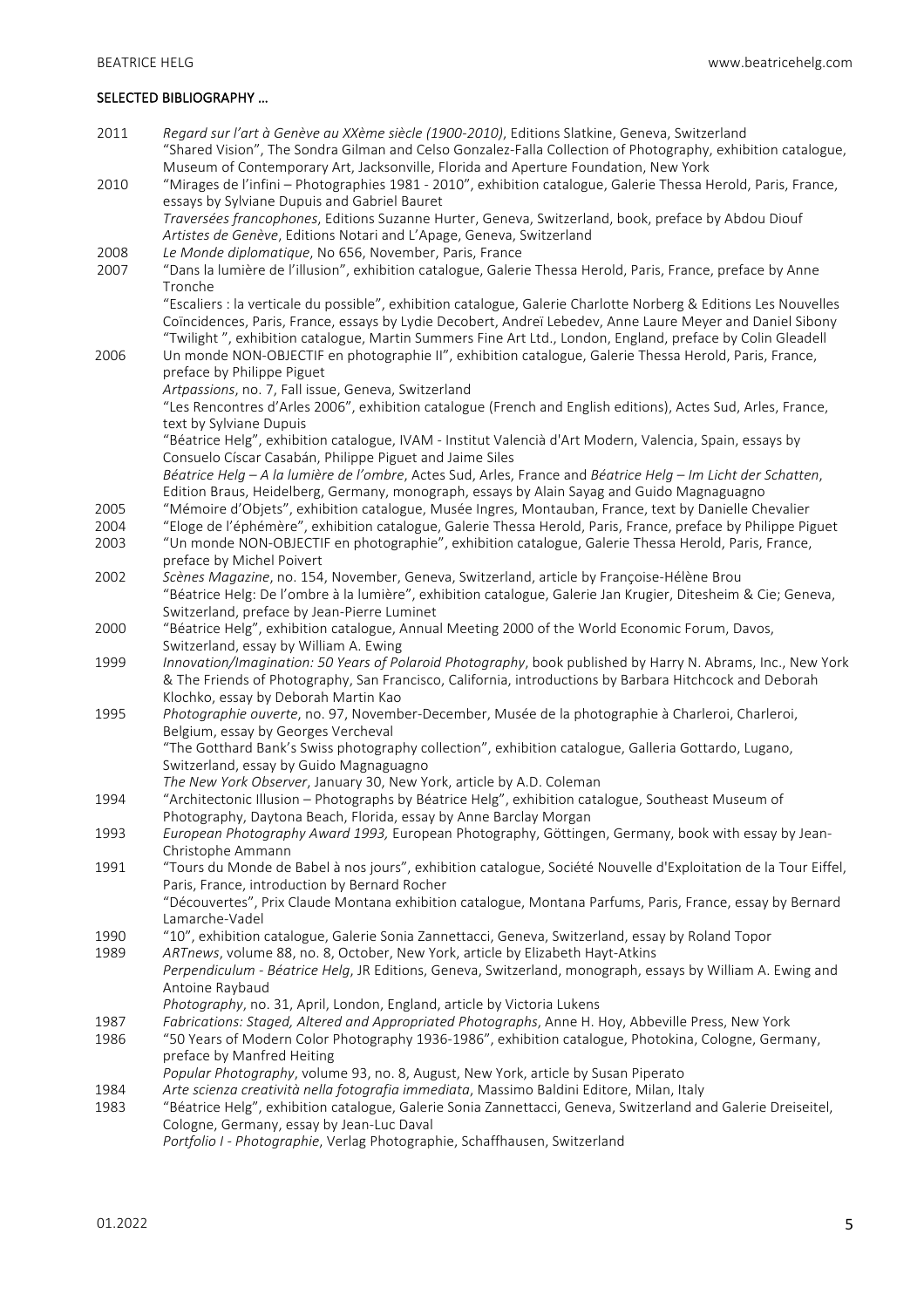## SELECTED BIBLIOGRAPHY …

2011 *Regard sur l'art à Genève au XXème siècle (1900-2010)*, Editions Slatkine, Geneva, Switzerland
"Shared Vision", The Sondra Gilman and Celso Gonzalez-Falla Collection of Photography, exhibition catalogue, Museum of Contemporary Art, Jacksonville, Florida and Aperture Foundation, New York

2010 "Mirages de l'infini – Photographies 1981 - 2010", exhibition catalogue, Galerie Thessa Herold, Paris, France, essays by Sylviane Dupuis and Gabriel Bauret
*Traversées francophones*, Editions Suzanne Hurter, Geneva, Switzerland, book, preface by Abdou Diouf
*Artistes de Genève*, Editions Notari and L'Apage, Geneva, Switzerland

2008 *Le Monde diplomatique*, No 656, November, Paris, France

2007 "Dans la lumière de l'illusion", exhibition catalogue, Galerie Thessa Herold, Paris, France, preface by Anne Tronche
"Escaliers : la verticale du possible", exhibition catalogue, Galerie Charlotte Norberg & Editions Les Nouvelles Coïncidences, Paris, France, essays by Lydie Decobert, Andreï Lebedev, Anne Laure Meyer and Daniel Sibony
"Twilight ", exhibition catalogue, Martin Summers Fine Art Ltd., London, England, preface by Colin Gleadell

2006 Un monde NON-OBJECTIF en photographie II", exhibition catalogue, Galerie Thessa Herold, Paris, France, preface by Philippe Piguet
*Artpassions*, no. 7, Fall issue, Geneva, Switzerland
"Les Rencontres d'Arles 2006", exhibition catalogue (French and English editions), Actes Sud, Arles, France, text by Sylviane Dupuis
"Béatrice Helg", exhibition catalogue, IVAM - Institut Valencià d'Art Modern, Valencia, Spain, essays by Consuelo Císcar Casabán, Philippe Piguet and Jaime Siles
*Béatrice Helg – A la lumière de l'ombre*, Actes Sud, Arles, France and *Béatrice Helg – Im Licht der Schatten*, Edition Braus, Heidelberg, Germany, monograph, essays by Alain Sayag and Guido Magnaguagno

2005 "Mémoire d'Objets", exhibition catalogue, Musée Ingres, Montauban, France, text by Danielle Chevalier

2004 "Eloge de l'éphémère", exhibition catalogue, Galerie Thessa Herold, Paris, France, preface by Philippe Piguet

2003 "Un monde NON-OBJECTIF en photographie", exhibition catalogue, Galerie Thessa Herold, Paris, France, preface by Michel Poivert

2002 *Scènes Magazine*, no. 154, November, Geneva, Switzerland, article by Françoise-Hélène Brou
"Béatrice Helg: De l'ombre à la lumière", exhibition catalogue, Galerie Jan Krugier, Ditesheim & Cie; Geneva, Switzerland, preface by Jean-Pierre Luminet

2000 "Béatrice Helg", exhibition catalogue, Annual Meeting 2000 of the World Economic Forum, Davos, Switzerland, essay by William A. Ewing

1999 *Innovation/Imagination: 50 Years of Polaroid Photography*, book published by Harry N. Abrams, Inc., New York & The Friends of Photography, San Francisco, California, introductions by Barbara Hitchcock and Deborah Klochko, essay by Deborah Martin Kao

1995 *Photographie ouverte*, no. 97, November-December, Musée de la photographie à Charleroi, Charleroi, Belgium, essay by Georges Vercheval
"The Gotthard Bank's Swiss photography collection", exhibition catalogue, Galleria Gottardo, Lugano, Switzerland, essay by Guido Magnaguagno
*The New York Observer*, January 30, New York, article by A.D. Coleman

1994 "Architectonic Illusion – Photographs by Béatrice Helg", exhibition catalogue, Southeast Museum of Photography, Daytona Beach, Florida, essay by Anne Barclay Morgan

1993 *European Photography Award 1993,* European Photography, Göttingen, Germany, book with essay by Jean-Christophe Ammann

1991 "Tours du Monde de Babel à nos jours", exhibition catalogue, Société Nouvelle d'Exploitation de la Tour Eiffel, Paris, France, introduction by Bernard Rocher
"Découvertes", Prix Claude Montana exhibition catalogue, Montana Parfums, Paris, France, essay by Bernard Lamarche-Vadel

1990 "10", exhibition catalogue, Galerie Sonia Zannettacci, Geneva, Switzerland, essay by Roland Topor

1989 *ARTnews*, volume 88, no. 8, October, New York, article by Elizabeth Hayt-Atkins
*Perpendiculum - Béatrice Helg*, JR Editions, Geneva, Switzerland, monograph, essays by William A. Ewing and Antoine Raybaud
*Photography*, no. 31, April, London, England, article by Victoria Lukens

1987 *Fabrications: Staged, Altered and Appropriated Photographs*, Anne H. Hoy, Abbeville Press, New York

1986 "50 Years of Modern Color Photography 1936-1986", exhibition catalogue, Photokina, Cologne, Germany, preface by Manfred Heiting
*Popular Photography*, volume 93, no. 8, August, New York, article by Susan Piperato

1984 *Arte scienza creatività nella fotografia immediata*, Massimo Baldini Editore, Milan, Italy

1983 "Béatrice Helg", exhibition catalogue, Galerie Sonia Zannettacci, Geneva, Switzerland and Galerie Dreiseitel, Cologne, Germany, essay by Jean-Luc Daval
*Portfolio I - Photographie*, Verlag Photographie, Schaffhausen, Switzerland

01.2022